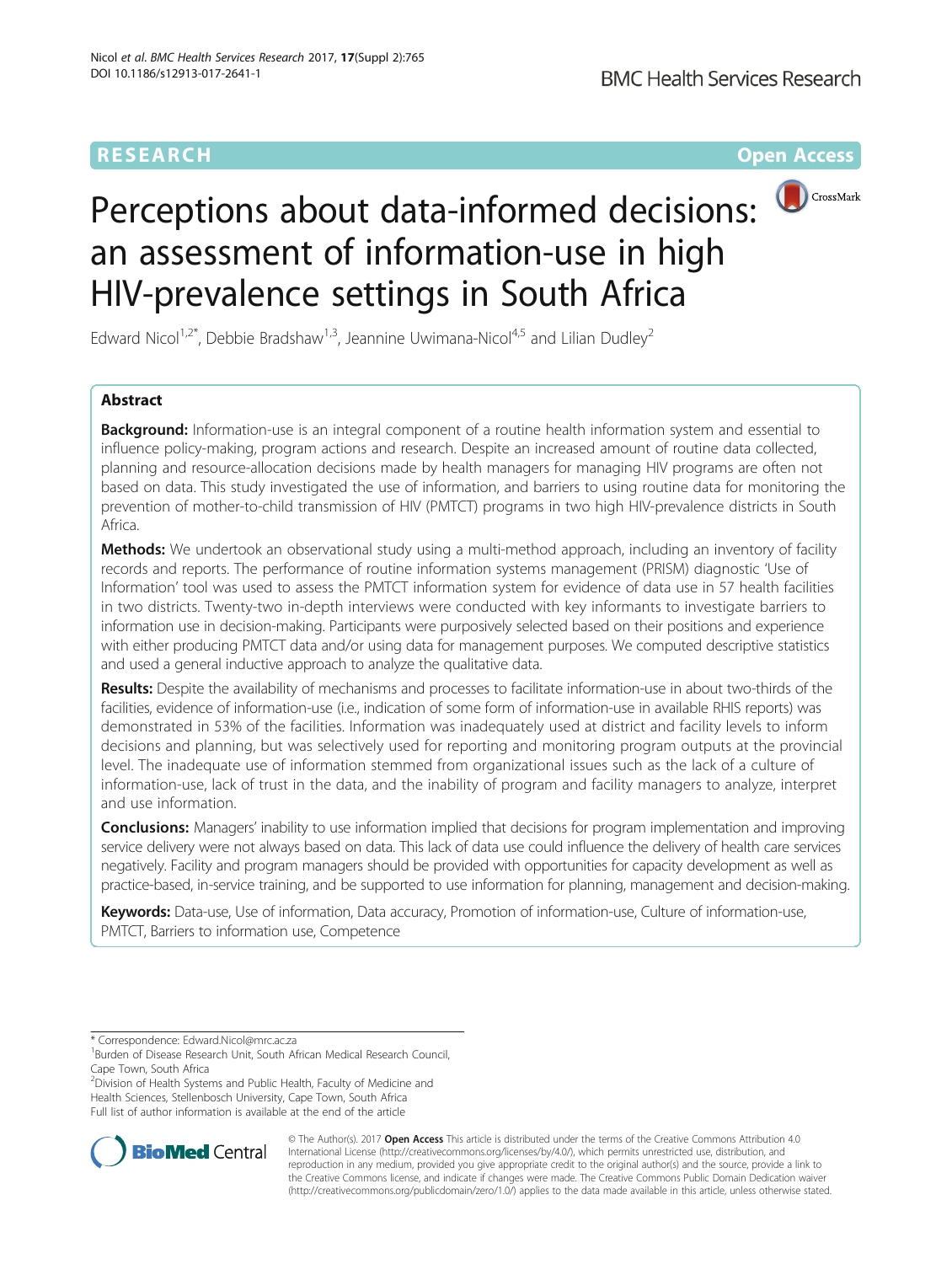RESEARCH

Open Access

# Perceptions about data-informed decisions: an assessment of information-use in high HIV-prevalence settings in South Africa

Edward Nicol[1,2*], Debbie Bradshaw[1,3], Jeannine Uwimana-Nicol[4,5] and Lilian Dudley[2]

## Abstract

**Background:** Information-use is an integral component of a routine health information system and essential to influence policy-making, program actions and research. Despite an increased amount of routine data collected, planning and resource-allocation decisions made by health managers for managing HIV programs are often not based on data. This study investigated the use of information, and barriers to using routine data for monitoring the prevention of mother-to-child transmission of HIV (PMTCT) programs in two high HIV-prevalence districts in South Africa.

**Methods:** We undertook an observational study using a multi-method approach, including an inventory of facility records and reports. The performance of routine information systems management (PRISM) diagnostic 'Use of Information' tool was used to assess the PMTCT information system for evidence of data use in 57 health facilities in two districts. Twenty-two in-depth interviews were conducted with key informants to investigate barriers to information use in decision-making. Participants were purposively selected based on their positions and experience with either producing PMTCT data and/or using data for management purposes. We computed descriptive statistics and used a general inductive approach to analyze the qualitative data.

**Results:** Despite the availability of mechanisms and processes to facilitate information-use in about two-thirds of the facilities, evidence of information-use (i.e., indication of some form of information-use in available RHIS reports) was demonstrated in 53% of the facilities. Information was inadequately used at district and facility levels to inform decisions and planning, but was selectively used for reporting and monitoring program outputs at the provincial level. The inadequate use of information stemmed from organizational issues such as the lack of a culture of information-use, lack of trust in the data, and the inability of program and facility managers to analyze, interpret and use information.

**Conclusions:** Managers' inability to use information implied that decisions for program implementation and improving service delivery were not always based on data. This lack of data use could influence the delivery of health care services negatively. Facility and program managers should be provided with opportunities for capacity development as well as practice-based, in-service training, and be supported to use information for planning, management and decision-making.

**Keywords:** Data-use, Use of information, Data accuracy, Promotion of information-use, Culture of information-use, PMTCT, Barriers to information use, Competence

\* Correspondence: Edward.Nicol@mrc.ac.za
[1]Burden of Disease Research Unit, South African Medical Research Council, Cape Town, South Africa
[2]Division of Health Systems and Public Health, Faculty of Medicine and Health Sciences, Stellenbosch University, Cape Town, South Africa
Full list of author information is available at the end of the article

© The Author(s). 2017 **Open Access** This article is distributed under the terms of the Creative Commons Attribution 4.0 International License (http://creativecommons.org/licenses/by/4.0/), which permits unrestricted use, distribution, and reproduction in any medium, provided you give appropriate credit to the original author(s) and the source, provide a link to the Creative Commons license, and indicate if changes were made. The Creative Commons Public Domain Dedication waiver (http://creativecommons.org/publicdomain/zero/1.0/) applies to the data made available in this article, unless otherwise stated.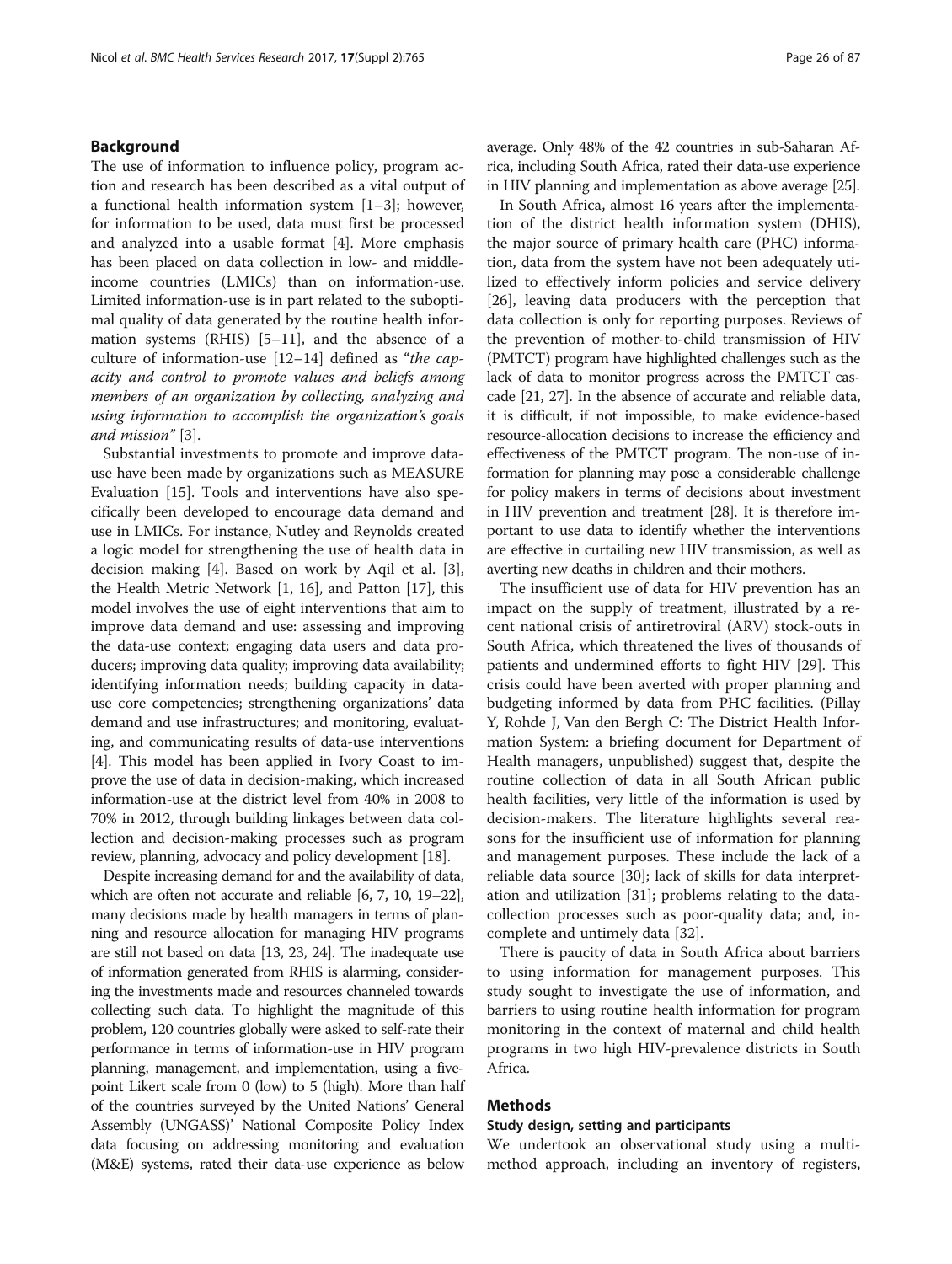## Background

The use of information to influence policy, program action and research has been described as a vital output of a functional health information system [1–3]; however, for information to be used, data must first be processed and analyzed into a usable format [4]. More emphasis has been placed on data collection in low- and middle-income countries (LMICs) than on information-use. Limited information-use is in part related to the suboptimal quality of data generated by the routine health information systems (RHIS) [5–11], and the absence of a culture of information-use [12–14] defined as "*the capacity and control to promote values and beliefs among members of an organization by collecting, analyzing and using information to accomplish the organization's goals and mission*" [3].

Substantial investments to promote and improve data-use have been made by organizations such as MEASURE Evaluation [15]. Tools and interventions have also specifically been developed to encourage data demand and use in LMICs. For instance, Nutley and Reynolds created a logic model for strengthening the use of health data in decision making [4]. Based on work by Aqil et al. [3], the Health Metric Network [1, 16], and Patton [17], this model involves the use of eight interventions that aim to improve data demand and use: assessing and improving the data-use context; engaging data users and data producers; improving data quality; improving data availability; identifying information needs; building capacity in data-use core competencies; strengthening organizations' data demand and use infrastructures; and monitoring, evaluating, and communicating results of data-use interventions [4]. This model has been applied in Ivory Coast to improve the use of data in decision-making, which increased information-use at the district level from 40% in 2008 to 70% in 2012, through building linkages between data collection and decision-making processes such as program review, planning, advocacy and policy development [18].

Despite increasing demand for and the availability of data, which are often not accurate and reliable [6, 7, 10, 19–22], many decisions made by health managers in terms of planning and resource allocation for managing HIV programs are still not based on data [13, 23, 24]. The inadequate use of information generated from RHIS is alarming, considering the investments made and resources channeled towards collecting such data. To highlight the magnitude of this problem, 120 countries globally were asked to self-rate their performance in terms of information-use in HIV program planning, management, and implementation, using a five-point Likert scale from 0 (low) to 5 (high). More than half of the countries surveyed by the United Nations' General Assembly (UNGASS)' National Composite Policy Index data focusing on addressing monitoring and evaluation (M&E) systems, rated their data-use experience as below average. Only 48% of the 42 countries in sub-Saharan Africa, including South Africa, rated their data-use experience in HIV planning and implementation as above average [25].

In South Africa, almost 16 years after the implementation of the district health information system (DHIS), the major source of primary health care (PHC) information, data from the system have not been adequately utilized to effectively inform policies and service delivery [26], leaving data producers with the perception that data collection is only for reporting purposes. Reviews of the prevention of mother-to-child transmission of HIV (PMTCT) program have highlighted challenges such as the lack of data to monitor progress across the PMTCT cascade [21, 27]. In the absence of accurate and reliable data, it is difficult, if not impossible, to make evidence-based resource-allocation decisions to increase the efficiency and effectiveness of the PMTCT program. The non-use of information for planning may pose a considerable challenge for policy makers in terms of decisions about investment in HIV prevention and treatment [28]. It is therefore important to use data to identify whether the interventions are effective in curtailing new HIV transmission, as well as averting new deaths in children and their mothers.

The insufficient use of data for HIV prevention has an impact on the supply of treatment, illustrated by a recent national crisis of antiretroviral (ARV) stock-outs in South Africa, which threatened the lives of thousands of patients and undermined efforts to fight HIV [29]. This crisis could have been averted with proper planning and budgeting informed by data from PHC facilities. (Pillay Y, Rohde J, Van den Bergh C: The District Health Information System: a briefing document for Department of Health managers, unpublished) suggest that, despite the routine collection of data in all South African public health facilities, very little of the information is used by decision-makers. The literature highlights several reasons for the insufficient use of information for planning and management purposes. These include the lack of a reliable data source [30]; lack of skills for data interpretation and utilization [31]; problems relating to the data-collection processes such as poor-quality data; and, incomplete and untimely data [32].

There is paucity of data in South Africa about barriers to using information for management purposes. This study sought to investigate the use of information, and barriers to using routine health information for program monitoring in the context of maternal and child health programs in two high HIV-prevalence districts in South Africa.

## Methods

### Study design, setting and participants

We undertook an observational study using a multi-method approach, including an inventory of registers,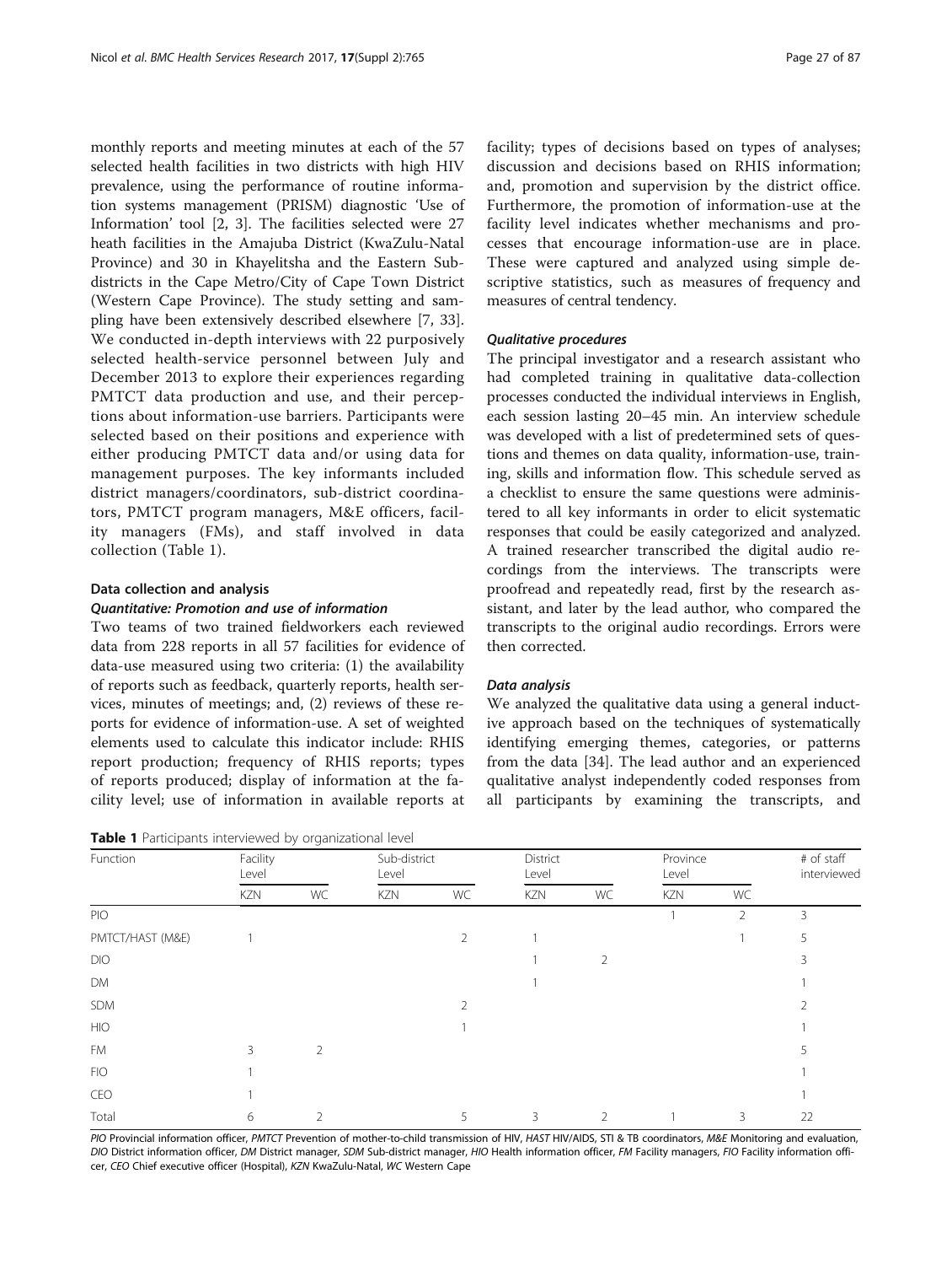monthly reports and meeting minutes at each of the 57 selected health facilities in two districts with high HIV prevalence, using the performance of routine information systems management (PRISM) diagnostic 'Use of Information' tool [2, 3]. The facilities selected were 27 heath facilities in the Amajuba District (KwaZulu-Natal Province) and 30 in Khayelitsha and the Eastern Sub-districts in the Cape Metro/City of Cape Town District (Western Cape Province). The study setting and sampling have been extensively described elsewhere [7, 33]. We conducted in-depth interviews with 22 purposively selected health-service personnel between July and December 2013 to explore their experiences regarding PMTCT data production and use, and their perceptions about information-use barriers. Participants were selected based on their positions and experience with either producing PMTCT data and/or using data for management purposes. The key informants included district managers/coordinators, sub-district coordinators, PMTCT program managers, M&E officers, facility managers (FMs), and staff involved in data collection (Table 1).

### Data collection and analysis

#### *Quantitative: Promotion and use of information*

Two teams of two trained fieldworkers each reviewed data from 228 reports in all 57 facilities for evidence of data-use measured using two criteria: (1) the availability of reports such as feedback, quarterly reports, health services, minutes of meetings; and, (2) reviews of these reports for evidence of information-use. A set of weighted elements used to calculate this indicator include: RHIS report production; frequency of RHIS reports; types of reports produced; display of information at the facility level; use of information in available reports at facility; types of decisions based on types of analyses; discussion and decisions based on RHIS information; and, promotion and supervision by the district office. Furthermore, the promotion of information-use at the facility level indicates whether mechanisms and processes that encourage information-use are in place. These were captured and analyzed using simple descriptive statistics, such as measures of frequency and measures of central tendency.

#### *Qualitative procedures*

The principal investigator and a research assistant who had completed training in qualitative data-collection processes conducted the individual interviews in English, each session lasting 20–45 min. An interview schedule was developed with a list of predetermined sets of questions and themes on data quality, information-use, training, skills and information flow. This schedule served as a checklist to ensure the same questions were administered to all key informants in order to elicit systematic responses that could be easily categorized and analyzed. A trained researcher transcribed the digital audio recordings from the interviews. The transcripts were proofread and repeatedly read, first by the research assistant, and later by the lead author, who compared the transcripts to the original audio recordings. Errors were then corrected.

#### *Data analysis*

We analyzed the qualitative data using a general inductive approach based on the techniques of systematically identifying emerging themes, categories, or patterns from the data [34]. The lead author and an experienced qualitative analyst independently coded responses from all participants by examining the transcripts, and

**Table 1** Participants interviewed by organizational level

| Function | Facility Level | | Sub-district Level | | District Level | | Province Level | | # of staff interviewed |
|---|---|---|---|---|---|---|---|---|---|
| | KZN | WC | KZN | WC | KZN | WC | KZN | WC | |
| PIO | | | | | | | 1 | 2 | 3 |
| PMTCT/HAST (M&E) | 1 | | | 2 | 1 | | | 1 | 5 |
| DIO | | | | | 1 | 2 | | | 3 |
| DM | | | | | 1 | | | | 1 |
| SDM | | | | 2 | | | | | 2 |
| HIO | | | | 1 | | | | | 1 |
| FM | 3 | 2 | | | | | | | 5 |
| FIO | 1 | | | | | | | | 1 |
| CEO | 1 | | | | | | | | 1 |
| Total | 6 | 2 | | 5 | 3 | 2 | 1 | 3 | 22 |

*PIO* Provincial information officer, *PMTCT* Prevention of mother-to-child transmission of HIV, *HAST* HIV/AIDS, STI & TB coordinators, *M&E* Monitoring and evaluation, *DIO* District information officer, *DM* District manager, *SDM* Sub-district manager, *HIO* Health information officer, *FM* Facility managers, *FIO* Facility information officer, *CEO* Chief executive officer (Hospital), *KZN* KwaZulu-Natal, *WC* Western Cape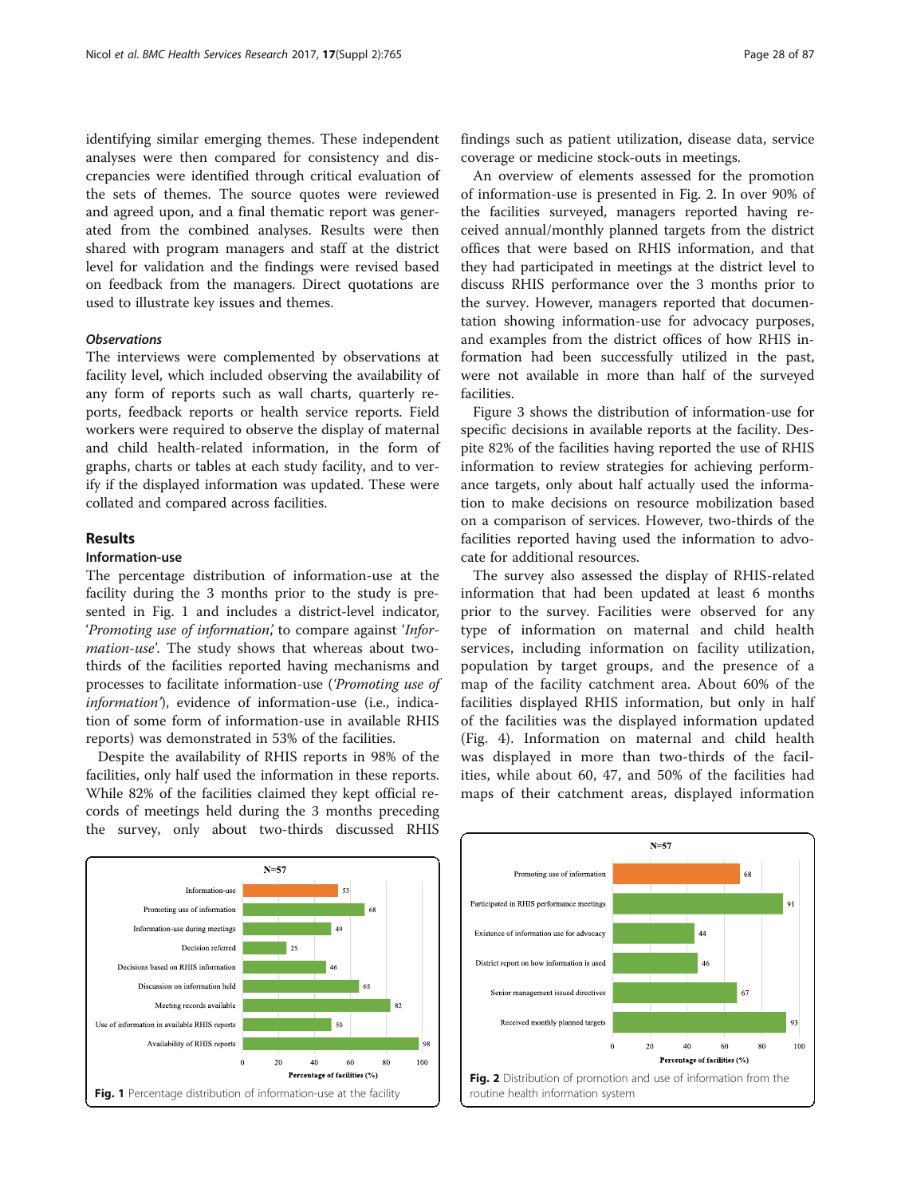identifying similar emerging themes. These independent analyses were then compared for consistency and discrepancies were identified through critical evaluation of the sets of themes. The source quotes were reviewed and agreed upon, and a final thematic report was generated from the combined analyses. Results were then shared with program managers and staff at the district level for validation and the findings were revised based on feedback from the managers. Direct quotations are used to illustrate key issues and themes.

#### *Observations*

The interviews were complemented by observations at facility level, which included observing the availability of any form of reports such as wall charts, quarterly reports, feedback reports or health service reports. Field workers were required to observe the display of maternal and child health-related information, in the form of graphs, charts or tables at each study facility, and to verify if the displayed information was updated. These were collated and compared across facilities.

## Results

### Information-use

The percentage distribution of information-use at the facility during the 3 months prior to the study is presented in Fig. 1 and includes a district-level indicator, '*Promoting use of information*', to compare against '*Information-use*'. The study shows that whereas about two-thirds of the facilities reported having mechanisms and processes to facilitate information-use ('*Promoting use of information*'), evidence of information-use (i.e., indication of some form of information-use in available RHIS reports) was demonstrated in 53% of the facilities.

Despite the availability of RHIS reports in 98% of the facilities, only half used the information in these reports. While 82% of the facilities claimed they kept official records of meetings held during the 3 months preceding the survey, only about two-thirds discussed RHIS findings such as patient utilization, disease data, service coverage or medicine stock-outs in meetings.

An overview of elements assessed for the promotion of information-use is presented in Fig. 2. In over 90% of the facilities surveyed, managers reported having received annual/monthly planned targets from the district offices that were based on RHIS information, and that they had participated in meetings at the district level to discuss RHIS performance over the 3 months prior to the survey. However, managers reported that documentation showing information-use for advocacy purposes, and examples from the district offices of how RHIS information had been successfully utilized in the past, were not available in more than half of the surveyed facilities.

Figure 3 shows the distribution of information-use for specific decisions in available reports at the facility. Despite 82% of the facilities having reported the use of RHIS information to review strategies for achieving performance targets, only about half actually used the information to make decisions on resource mobilization based on a comparison of services. However, two-thirds of the facilities reported having used the information to advocate for additional resources.

The survey also assessed the display of RHIS-related information that had been updated at least 6 months prior to the survey. Facilities were observed for any type of information on maternal and child health services, including information on facility utilization, population by target groups, and the presence of a map of the facility catchment area. About 60% of the facilities displayed RHIS information, but only in half of the facilities was the displayed information updated (Fig. 4). Information on maternal and child health was displayed in more than two-thirds of the facilities, while about 60, 47, and 50% of the facilities had maps of their catchment areas, displayed information

**Fig. 1** Percentage distribution of information-use at the facility

**Fig. 2** Distribution of promotion and use of information from the routine health information system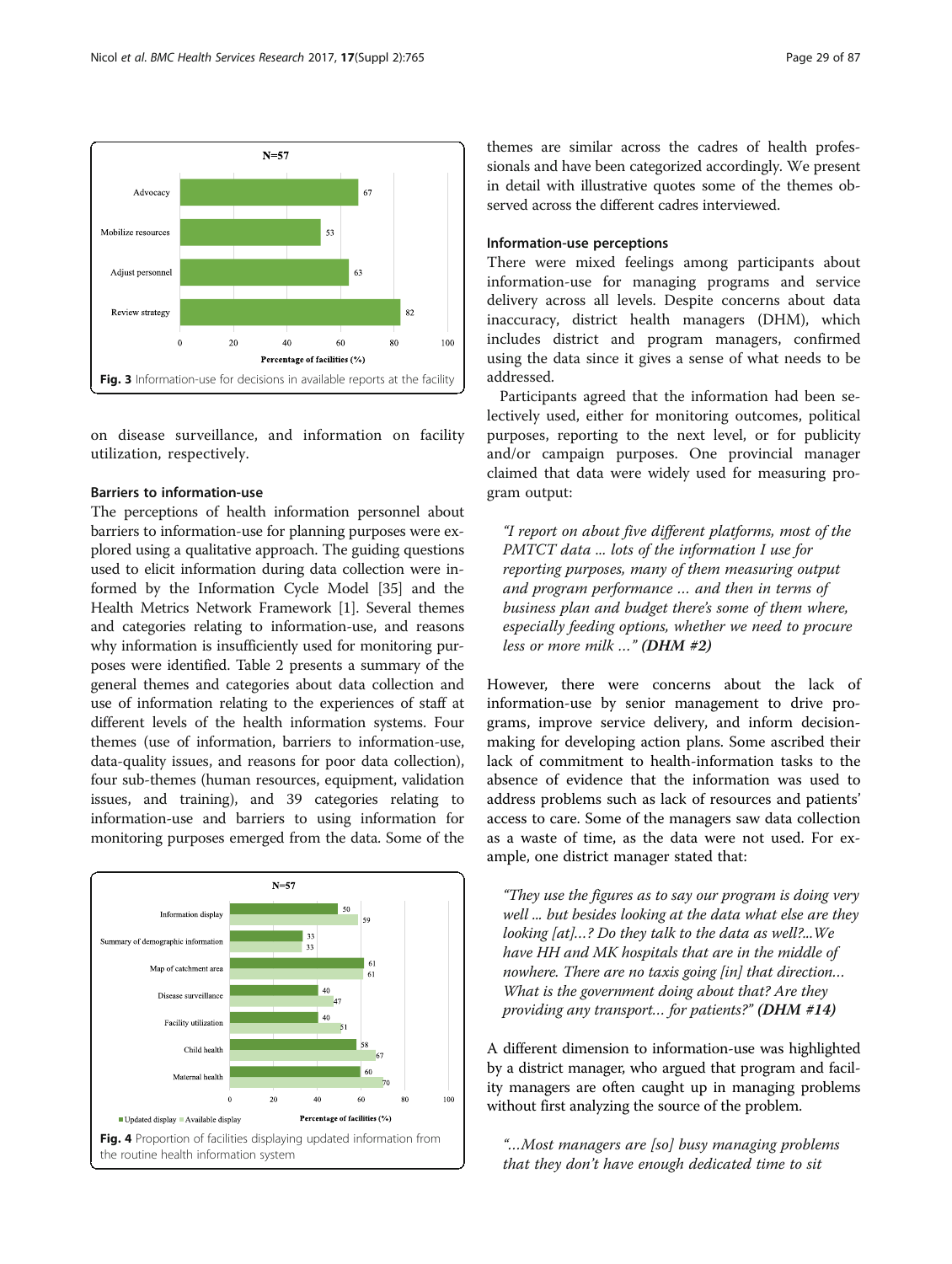Fig. 3 Information-use for decisions in available reports at the facility

on disease surveillance, and information on facility utilization, respectively.

#### Barriers to information-use

The perceptions of health information personnel about barriers to information-use for planning purposes were explored using a qualitative approach. The guiding questions used to elicit information during data collection were informed by the Information Cycle Model [35] and the Health Metrics Network Framework [1]. Several themes and categories relating to information-use, and reasons why information is insufficiently used for monitoring purposes were identified. Table 2 presents a summary of the general themes and categories about data collection and use of information relating to the experiences of staff at different levels of the health information systems. Four themes (use of information, barriers to information-use, data-quality issues, and reasons for poor data collection), four sub-themes (human resources, equipment, validation issues, and training), and 39 categories relating to information-use and barriers to using information for monitoring purposes emerged from the data. Some of the themes are similar across the cadres of health professionals and have been categorized accordingly. We present in detail with illustrative quotes some of the themes observed across the different cadres interviewed.

Fig. 4 Proportion of facilities displaying updated information from the routine health information system

#### Information-use perceptions

There were mixed feelings among participants about information-use for managing programs and service delivery across all levels. Despite concerns about data inaccuracy, district health managers (DHM), which includes district and program managers, confirmed using the data since it gives a sense of what needs to be addressed.

Participants agreed that the information had been selectively used, either for monitoring outcomes, political purposes, reporting to the next level, or for publicity and/or campaign purposes. One provincial manager claimed that data were widely used for measuring program output:

> *"I report on about five different platforms, most of the PMTCT data ... lots of the information I use for reporting purposes, many of them measuring output and program performance … and then in terms of business plan and budget there's some of them where, especially feeding options, whether we need to procure less or more milk …"* ***(DHM #2)***

However, there were concerns about the lack of information-use by senior management to drive programs, improve service delivery, and inform decision-making for developing action plans. Some ascribed their lack of commitment to health-information tasks to the absence of evidence that the information was used to address problems such as lack of resources and patients' access to care. Some of the managers saw data collection as a waste of time, as the data were not used. For example, one district manager stated that:

> *"They use the figures as to say our program is doing very well ... but besides looking at the data what else are they looking [at]…? Do they talk to the data as well?...We have HH and MK hospitals that are in the middle of nowhere. There are no taxis going [in] that direction… What is the government doing about that? Are they providing any transport… for patients?"* ***(DHM #14)***

A different dimension to information-use was highlighted by a district manager, who argued that program and facility managers are often caught up in managing problems without first analyzing the source of the problem.

> *"…Most managers are [so] busy managing problems that they don't have enough dedicated time to sit*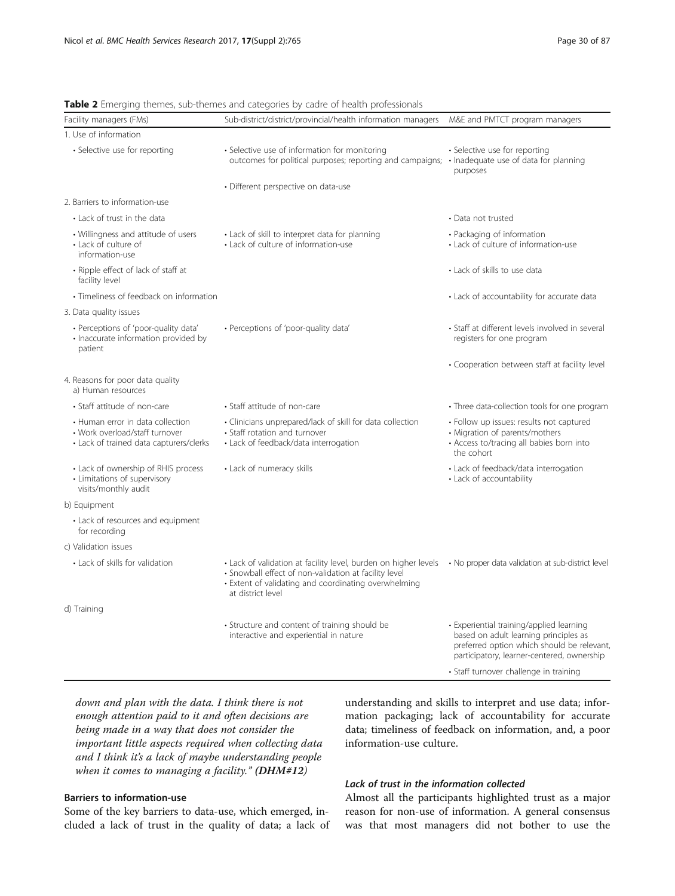**Table 2** Emerging themes, sub-themes and categories by cadre of health professionals

| Facility managers (FMs) | Sub-district/district/provincial/health information managers | M&E and PMTCT program managers |
|---|---|---|
| 1. Use of information | | |
| • Selective use for reporting | • Selective use of information for monitoring outcomes for political purposes; reporting and campaigns; | • Selective use for reporting<br>• Inadequate use of data for planning purposes |
| | • Different perspective on data-use | |
| 2. Barriers to information-use | | |
| • Lack of trust in the data | | • Data not trusted |
| • Willingness and attitude of users<br>• Lack of culture of information-use | • Lack of skill to interpret data for planning<br>• Lack of culture of information-use | • Packaging of information<br>• Lack of culture of information-use |
| • Ripple effect of lack of staff at facility level | | • Lack of skills to use data |
| • Timeliness of feedback on information | | • Lack of accountability for accurate data |
| 3. Data quality issues | | |
| • Perceptions of 'poor-quality data'<br>• Inaccurate information provided by patient | • Perceptions of 'poor-quality data' | • Staff at different levels involved in several registers for one program |
| | | • Cooperation between staff at facility level |
| 4. Reasons for poor data quality<br>a) Human resources | | |
| • Staff attitude of non-care | • Staff attitude of non-care | • Three data-collection tools for one program |
| • Human error in data collection<br>• Work overload/staff turnover<br>• Lack of trained data capturers/clerks | • Clinicians unprepared/lack of skill for data collection<br>• Staff rotation and turnover<br>• Lack of feedback/data interrogation | • Follow up issues: results not captured<br>• Migration of parents/mothers<br>• Access to/tracing all babies born into the cohort |
| • Lack of ownership of RHIS process<br>• Limitations of supervisory visits/monthly audit | • Lack of numeracy skills | • Lack of feedback/data interrogation<br>• Lack of accountability |
| b) Equipment | | |
| • Lack of resources and equipment for recording | | |
| c) Validation issues | | |
| • Lack of skills for validation | • Lack of validation at facility level, burden on higher levels<br>• Snowball effect of non-validation at facility level<br>• Extent of validating and coordinating overwhelming at district level | • No proper data validation at sub-district level |
| d) Training | | |
| | • Structure and content of training should be interactive and experiential in nature | • Experiential training/applied learning based on adult learning principles as preferred option which should be relevant, participatory, learner-centered, ownership |
| | | • Staff turnover challenge in training |

*down and plan with the data. I think there is not enough attention paid to it and often decisions are being made in a way that does not consider the important little aspects required when collecting data and I think it's a lack of maybe understanding people when it comes to managing a facility." **(DHM#12)***

### Barriers to information-use

Some of the key barriers to data-use, which emerged, included a lack of trust in the quality of data; a lack of understanding and skills to interpret and use data; information packaging; lack of accountability for accurate data; timeliness of feedback on information, and, a poor information-use culture.

#### *Lack of trust in the information collected*

Almost all the participants highlighted trust as a major reason for non-use of information. A general consensus was that most managers did not bother to use the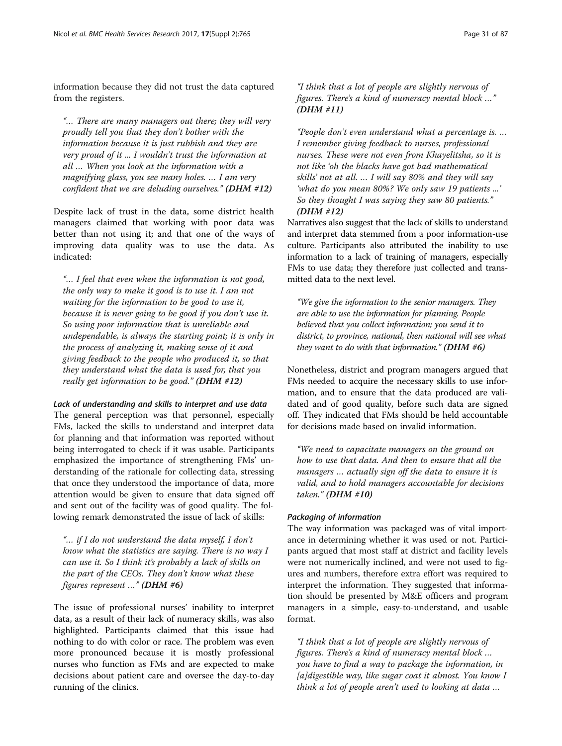information because they did not trust the data captured from the registers.

> *"… There are many managers out there; they will very proudly tell you that they don't bother with the information because it is just rubbish and they are very proud of it ... I wouldn't trust the information at all … When you look at the information with a magnifying glass, you see many holes. … I am very confident that we are deluding ourselves."* ***(DHM #12)***

Despite lack of trust in the data, some district health managers claimed that working with poor data was better than not using it; and that one of the ways of improving data quality was to use the data. As indicated:

> *"… I feel that even when the information is not good, the only way to make it good is to use it. I am not waiting for the information to be good to use it, because it is never going to be good if you don't use it. So using poor information that is unreliable and undependable, is always the starting point; it is only in the process of analyzing it, making sense of it and giving feedback to the people who produced it, so that they understand what the data is used for, that you really get information to be good."* ***(DHM #12)***

#### Lack of understanding and skills to interpret and use data

The general perception was that personnel, especially FMs, lacked the skills to understand and interpret data for planning and that information was reported without being interrogated to check if it was usable. Participants emphasized the importance of strengthening FMs' understanding of the rationale for collecting data, stressing that once they understood the importance of data, more attention would be given to ensure that data signed off and sent out of the facility was of good quality. The following remark demonstrated the issue of lack of skills:

> *"… if I do not understand the data myself, I don't know what the statistics are saying. There is no way I can use it. So I think it's probably a lack of skills on the part of the CEOs. They don't know what these figures represent …"* ***(DHM #6)***

The issue of professional nurses' inability to interpret data, as a result of their lack of numeracy skills, was also highlighted. Participants claimed that this issue had nothing to do with color or race. The problem was even more pronounced because it is mostly professional nurses who function as FMs and are expected to make decisions about patient care and oversee the day-to-day running of the clinics.

> *"I think that a lot of people are slightly nervous of figures. There's a kind of numeracy mental block …"* ***(DHM #11)***

> *"People don't even understand what a percentage is. … I remember giving feedback to nurses, professional nurses. These were not even from Khayelitsha, so it is not like 'oh the blacks have got bad mathematical skills' not at all. … I will say 80% and they will say 'what do you mean 80%? We only saw 19 patients ...' So they thought I was saying they saw 80 patients."* ***(DHM #12)***

Narratives also suggest that the lack of skills to understand and interpret data stemmed from a poor information-use culture. Participants also attributed the inability to use information to a lack of training of managers, especially FMs to use data; they therefore just collected and transmitted data to the next level.

> *"We give the information to the senior managers. They are able to use the information for planning. People believed that you collect information; you send it to district, to province, national, then national will see what they want to do with that information."* ***(DHM #6)***

Nonetheless, district and program managers argued that FMs needed to acquire the necessary skills to use information, and to ensure that the data produced are validated and of good quality, before such data are signed off. They indicated that FMs should be held accountable for decisions made based on invalid information.

> *"We need to capacitate managers on the ground on how to use that data. And then to ensure that all the managers … actually sign off the data to ensure it is valid, and to hold managers accountable for decisions taken."* ***(DHM #10)***

#### Packaging of information

The way information was packaged was of vital importance in determining whether it was used or not. Participants argued that most staff at district and facility levels were not numerically inclined, and were not used to figures and numbers, therefore extra effort was required to interpret the information. They suggested that information should be presented by M&E officers and program managers in a simple, easy-to-understand, and usable format.

> *"I think that a lot of people are slightly nervous of figures. There's a kind of numeracy mental block … you have to find a way to package the information, in [a]digestible way, like sugar coat it almost. You know I think a lot of people aren't used to looking at data …*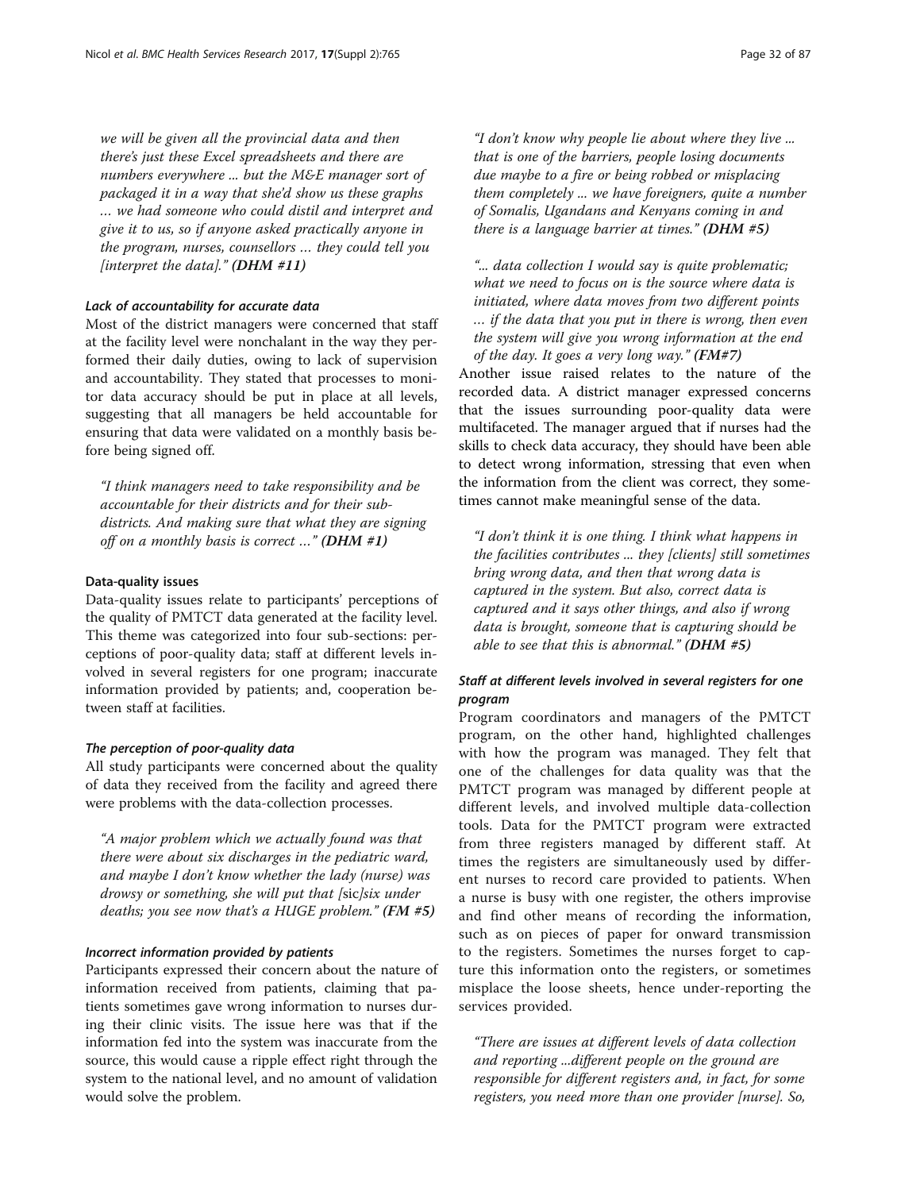*we will be given all the provincial data and then there's just these Excel spreadsheets and there are numbers everywhere ... but the M&E manager sort of packaged it in a way that she'd show us these graphs … we had someone who could distil and interpret and give it to us, so if anyone asked practically anyone in the program, nurses, counsellors … they could tell you [interpret the data]."* ***(DHM #11)***

#### *Lack of accountability for accurate data*

Most of the district managers were concerned that staff at the facility level were nonchalant in the way they performed their daily duties, owing to lack of supervision and accountability. They stated that processes to monitor data accuracy should be put in place at all levels, suggesting that all managers be held accountable for ensuring that data were validated on a monthly basis before being signed off.

> *"I think managers need to take responsibility and be accountable for their districts and for their sub-districts. And making sure that what they are signing off on a monthly basis is correct …"* ***(DHM #1)***

### Data-quality issues

Data-quality issues relate to participants' perceptions of the quality of PMTCT data generated at the facility level. This theme was categorized into four sub-sections: perceptions of poor-quality data; staff at different levels involved in several registers for one program; inaccurate information provided by patients; and, cooperation between staff at facilities.

#### *The perception of poor-quality data*

All study participants were concerned about the quality of data they received from the facility and agreed there were problems with the data-collection processes.

> *"A major problem which we actually found was that there were about six discharges in the pediatric ward, and maybe I don't know whether the lady (nurse) was drowsy or something, she will put that [sic]six under deaths; you see now that's a HUGE problem."* ***(FM #5)***

#### *Incorrect information provided by patients*

Participants expressed their concern about the nature of information received from patients, claiming that patients sometimes gave wrong information to nurses during their clinic visits. The issue here was that if the information fed into the system was inaccurate from the source, this would cause a ripple effect right through the system to the national level, and no amount of validation would solve the problem.

> *"I don't know why people lie about where they live ... that is one of the barriers, people losing documents due maybe to a fire or being robbed or misplacing them completely ... we have foreigners, quite a number of Somalis, Ugandans and Kenyans coming in and there is a language barrier at times."* ***(DHM #5)***

> *"... data collection I would say is quite problematic; what we need to focus on is the source where data is initiated, where data moves from two different points … if the data that you put in there is wrong, then even the system will give you wrong information at the end of the day. It goes a very long way."* ***(FM#7)***

Another issue raised relates to the nature of the recorded data. A district manager expressed concerns that the issues surrounding poor-quality data were multifaceted. The manager argued that if nurses had the skills to check data accuracy, they should have been able to detect wrong information, stressing that even when the information from the client was correct, they sometimes cannot make meaningful sense of the data.

> *"I don't think it is one thing. I think what happens in the facilities contributes ... they [clients] still sometimes bring wrong data, and then that wrong data is captured in the system. But also, correct data is captured and it says other things, and also if wrong data is brought, someone that is capturing should be able to see that this is abnormal."* ***(DHM #5)***

#### *Staff at different levels involved in several registers for one program*

Program coordinators and managers of the PMTCT program, on the other hand, highlighted challenges with how the program was managed. They felt that one of the challenges for data quality was that the PMTCT program was managed by different people at different levels, and involved multiple data-collection tools. Data for the PMTCT program were extracted from three registers managed by different staff. At times the registers are simultaneously used by different nurses to record care provided to patients. When a nurse is busy with one register, the others improvise and find other means of recording the information, such as on pieces of paper for onward transmission to the registers. Sometimes the nurses forget to capture this information onto the registers, or sometimes misplace the loose sheets, hence under-reporting the services provided.

> *"There are issues at different levels of data collection and reporting ...different people on the ground are responsible for different registers and, in fact, for some registers, you need more than one provider [nurse]. So,*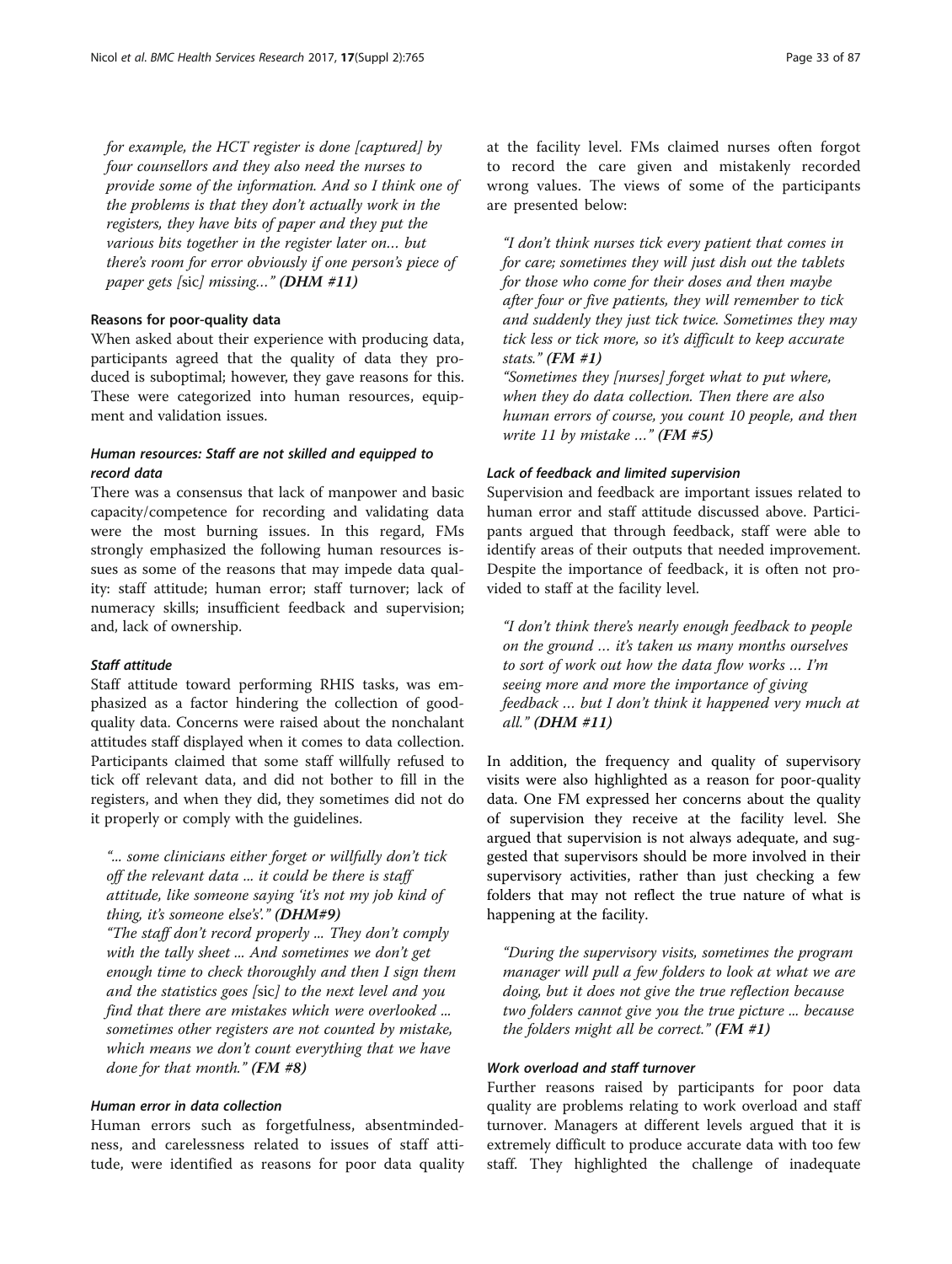*for example, the HCT register is done [captured] by four counsellors and they also need the nurses to provide some of the information. And so I think one of the problems is that they don't actually work in the registers, they have bits of paper and they put the various bits together in the register later on… but there's room for error obviously if one person's piece of paper gets [*sic*] missing…"* ***(DHM #11)***

#### Reasons for poor-quality data

When asked about their experience with producing data, participants agreed that the quality of data they produced is suboptimal; however, they gave reasons for this. These were categorized into human resources, equipment and validation issues.

##### *Human resources: Staff are not skilled and equipped to record data*

There was a consensus that lack of manpower and basic capacity/competence for recording and validating data were the most burning issues. In this regard, FMs strongly emphasized the following human resources issues as some of the reasons that may impede data quality: staff attitude; human error; staff turnover; lack of numeracy skills; insufficient feedback and supervision; and, lack of ownership.

##### *Staff attitude*

Staff attitude toward performing RHIS tasks, was emphasized as a factor hindering the collection of good-quality data. Concerns were raised about the nonchalant attitudes staff displayed when it comes to data collection. Participants claimed that some staff willfully refused to tick off relevant data, and did not bother to fill in the registers, and when they did, they sometimes did not do it properly or comply with the guidelines.

> *"... some clinicians either forget or willfully don't tick off the relevant data ... it could be there is staff attitude, like someone saying 'it's not my job kind of thing, it's someone else's'."* ***(DHM#9)***
>
> *"The staff don't record properly ... They don't comply with the tally sheet ... And sometimes we don't get enough time to check thoroughly and then I sign them and the statistics goes [*sic*] to the next level and you find that there are mistakes which were overlooked ... sometimes other registers are not counted by mistake, which means we don't count everything that we have done for that month."* ***(FM #8)***

##### *Human error in data collection*

Human errors such as forgetfulness, absentmindedness, and carelessness related to issues of staff attitude, were identified as reasons for poor data quality at the facility level. FMs claimed nurses often forgot to record the care given and mistakenly recorded wrong values. The views of some of the participants are presented below:

> *"I don't think nurses tick every patient that comes in for care; sometimes they will just dish out the tablets for those who come for their doses and then maybe after four or five patients, they will remember to tick and suddenly they just tick twice. Sometimes they may tick less or tick more, so it's difficult to keep accurate stats."* ***(FM #1)***
>
> *"Sometimes they [nurses] forget what to put where, when they do data collection. Then there are also human errors of course, you count 10 people, and then write 11 by mistake …"* ***(FM #5)***

##### *Lack of feedback and limited supervision*

Supervision and feedback are important issues related to human error and staff attitude discussed above. Participants argued that through feedback, staff were able to identify areas of their outputs that needed improvement. Despite the importance of feedback, it is often not provided to staff at the facility level.

> *"I don't think there's nearly enough feedback to people on the ground … it's taken us many months ourselves to sort of work out how the data flow works … I'm seeing more and more the importance of giving feedback … but I don't think it happened very much at all."* ***(DHM #11)***

In addition, the frequency and quality of supervisory visits were also highlighted as a reason for poor-quality data. One FM expressed her concerns about the quality of supervision they receive at the facility level. She argued that supervision is not always adequate, and suggested that supervisors should be more involved in their supervisory activities, rather than just checking a few folders that may not reflect the true nature of what is happening at the facility.

> *"During the supervisory visits, sometimes the program manager will pull a few folders to look at what we are doing, but it does not give the true reflection because two folders cannot give you the true picture ... because the folders might all be correct."* ***(FM #1)***

##### *Work overload and staff turnover*

Further reasons raised by participants for poor data quality are problems relating to work overload and staff turnover. Managers at different levels argued that it is extremely difficult to produce accurate data with too few staff. They highlighted the challenge of inadequate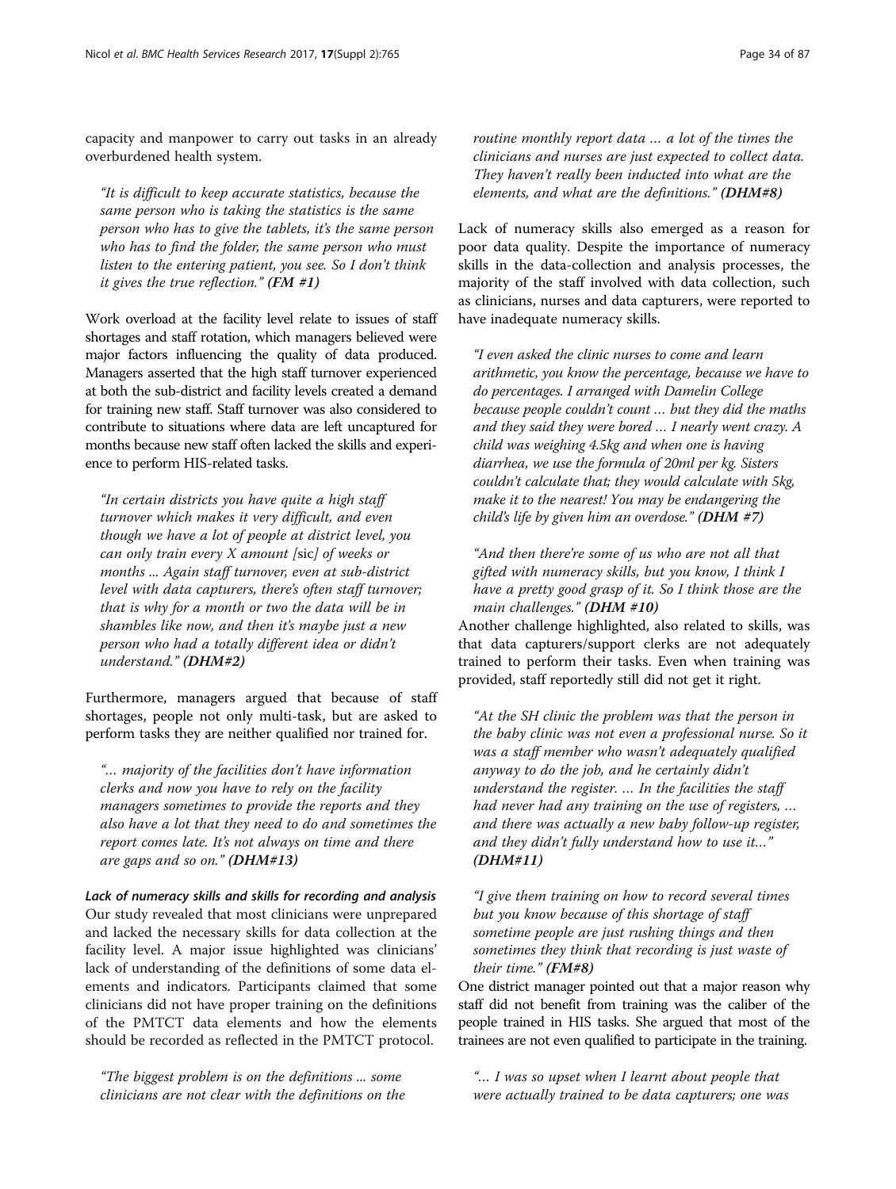capacity and manpower to carry out tasks in an already overburdened health system.

> *"It is difficult to keep accurate statistics, because the same person who is taking the statistics is the same person who has to give the tablets, it's the same person who has to find the folder, the same person who must listen to the entering patient, you see. So I don't think it gives the true reflection."* ***(FM #1)***

Work overload at the facility level relate to issues of staff shortages and staff rotation, which managers believed were major factors influencing the quality of data produced. Managers asserted that the high staff turnover experienced at both the sub-district and facility levels created a demand for training new staff. Staff turnover was also considered to contribute to situations where data are left uncaptured for months because new staff often lacked the skills and experience to perform HIS-related tasks.

> *"In certain districts you have quite a high staff turnover which makes it very difficult, and even though we have a lot of people at district level, you can only train every X amount [*sic*] of weeks or months ... Again staff turnover, even at sub-district level with data capturers, there's often staff turnover; that is why for a month or two the data will be in shambles like now, and then it's maybe just a new person who had a totally different idea or didn't understand."* ***(DHM#2)***

Furthermore, managers argued that because of staff shortages, people not only multi-task, but are asked to perform tasks they are neither qualified nor trained for.

> *"… majority of the facilities don't have information clerks and now you have to rely on the facility managers sometimes to provide the reports and they also have a lot that they need to do and sometimes the report comes late. It's not always on time and there are gaps and so on."* ***(DHM#13)***

#### *Lack of numeracy skills and skills for recording and analysis*

Our study revealed that most clinicians were unprepared and lacked the necessary skills for data collection at the facility level. A major issue highlighted was clinicians' lack of understanding of the definitions of some data elements and indicators. Participants claimed that some clinicians did not have proper training on the definitions of the PMTCT data elements and how the elements should be recorded as reflected in the PMTCT protocol.

> *"The biggest problem is on the definitions ... some clinicians are not clear with the definitions on the routine monthly report data … a lot of the times the clinicians and nurses are just expected to collect data. They haven't really been inducted into what are the elements, and what are the definitions."* ***(DHM#8)***

Lack of numeracy skills also emerged as a reason for poor data quality. Despite the importance of numeracy skills in the data-collection and analysis processes, the majority of the staff involved with data collection, such as clinicians, nurses and data capturers, were reported to have inadequate numeracy skills.

> *"I even asked the clinic nurses to come and learn arithmetic, you know the percentage, because we have to do percentages. I arranged with Damelin College because people couldn't count … but they did the maths and they said they were bored … I nearly went crazy. A child was weighing 4.5kg and when one is having diarrhea, we use the formula of 20ml per kg. Sisters couldn't calculate that; they would calculate with 5kg, make it to the nearest! You may be endangering the child's life by given him an overdose."* ***(DHM #7)***

> *"And then there're some of us who are not all that gifted with numeracy skills, but you know, I think I have a pretty good grasp of it. So I think those are the main challenges."* ***(DHM #10)***

Another challenge highlighted, also related to skills, was that data capturers/support clerks are not adequately trained to perform their tasks. Even when training was provided, staff reportedly still did not get it right.

> *"At the SH clinic the problem was that the person in the baby clinic was not even a professional nurse. So it was a staff member who wasn't adequately qualified anyway to do the job, and he certainly didn't understand the register. … In the facilities the staff had never had any training on the use of registers, … and there was actually a new baby follow-up register, and they didn't fully understand how to use it…"* ***(DHM#11)***

> *"I give them training on how to record several times but you know because of this shortage of staff sometime people are just rushing things and then sometimes they think that recording is just waste of their time."* ***(FM#8)***

One district manager pointed out that a major reason why staff did not benefit from training was the caliber of the people trained in HIS tasks. She argued that most of the trainees are not even qualified to participate in the training.

> *"… I was so upset when I learnt about people that were actually trained to be data capturers; one was*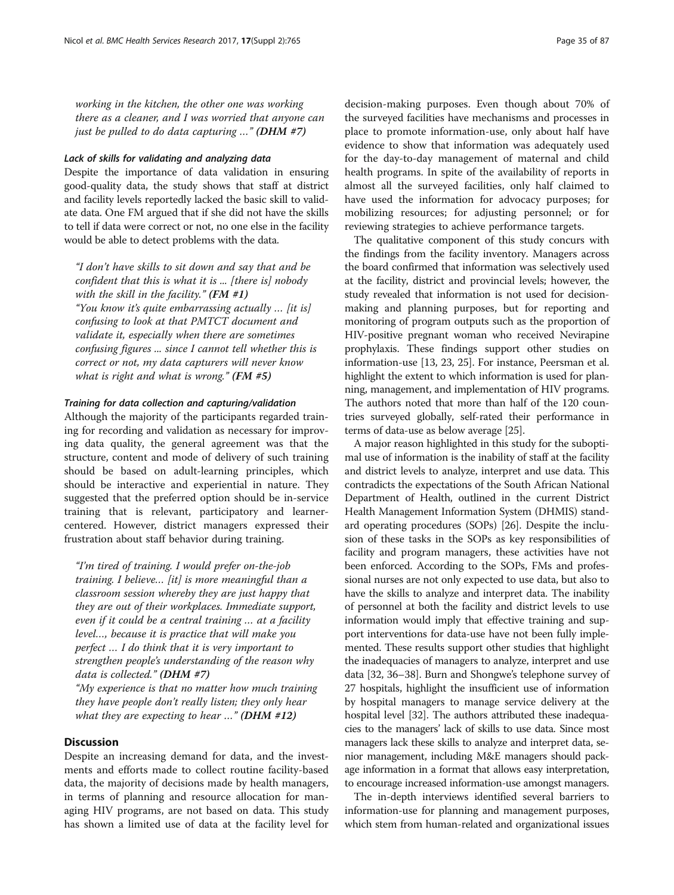*working in the kitchen, the other one was working there as a cleaner, and I was worried that anyone can just be pulled to do data capturing …" **(DHM #7)***

#### *Lack of skills for validating and analyzing data*

Despite the importance of data validation in ensuring good-quality data, the study shows that staff at district and facility levels reportedly lacked the basic skill to validate data. One FM argued that if she did not have the skills to tell if data were correct or not, no one else in the facility would be able to detect problems with the data.

*"I don't have skills to sit down and say that and be confident that this is what it is ... [there is] nobody with the skill in the facility." **(FM #1)***

*"You know it's quite embarrassing actually … [it is] confusing to look at that PMTCT document and validate it, especially when there are sometimes confusing figures ... since I cannot tell whether this is correct or not, my data capturers will never know what is right and what is wrong." **(FM #5)***

#### *Training for data collection and capturing/validation*

Although the majority of the participants regarded training for recording and validation as necessary for improving data quality, the general agreement was that the structure, content and mode of delivery of such training should be based on adult-learning principles, which should be interactive and experiential in nature. They suggested that the preferred option should be in-service training that is relevant, participatory and learner-centered. However, district managers expressed their frustration about staff behavior during training.

*"I'm tired of training. I would prefer on-the-job training. I believe… [it] is more meaningful than a classroom session whereby they are just happy that they are out of their workplaces. Immediate support, even if it could be a central training … at a facility level…, because it is practice that will make you perfect … I do think that it is very important to strengthen people's understanding of the reason why data is collected." **(DHM #7)***

*"My experience is that no matter how much training they have people don't really listen; they only hear what they are expecting to hear …" **(DHM #12)***

## Discussion

Despite an increasing demand for data, and the investments and efforts made to collect routine facility-based data, the majority of decisions made by health managers, in terms of planning and resource allocation for managing HIV programs, are not based on data. This study has shown a limited use of data at the facility level for decision-making purposes. Even though about 70% of the surveyed facilities have mechanisms and processes in place to promote information-use, only about half have evidence to show that information was adequately used for the day-to-day management of maternal and child health programs. In spite of the availability of reports in almost all the surveyed facilities, only half claimed to have used the information for advocacy purposes; for mobilizing resources; for adjusting personnel; or for reviewing strategies to achieve performance targets.

The qualitative component of this study concurs with the findings from the facility inventory. Managers across the board confirmed that information was selectively used at the facility, district and provincial levels; however, the study revealed that information is not used for decision-making and planning purposes, but for reporting and monitoring of program outputs such as the proportion of HIV-positive pregnant woman who received Nevirapine prophylaxis. These findings support other studies on information-use [13, 23, 25]. For instance, Peersman et al. highlight the extent to which information is used for planning, management, and implementation of HIV programs. The authors noted that more than half of the 120 countries surveyed globally, self-rated their performance in terms of data-use as below average [25].

A major reason highlighted in this study for the suboptimal use of information is the inability of staff at the facility and district levels to analyze, interpret and use data. This contradicts the expectations of the South African National Department of Health, outlined in the current District Health Management Information System (DHMIS) standard operating procedures (SOPs) [26]. Despite the inclusion of these tasks in the SOPs as key responsibilities of facility and program managers, these activities have not been enforced. According to the SOPs, FMs and professional nurses are not only expected to use data, but also to have the skills to analyze and interpret data. The inability of personnel at both the facility and district levels to use information would imply that effective training and support interventions for data-use have not been fully implemented. These results support other studies that highlight the inadequacies of managers to analyze, interpret and use data [32, 36–38]. Burn and Shongwe's telephone survey of 27 hospitals, highlight the insufficient use of information by hospital managers to manage service delivery at the hospital level [32]. The authors attributed these inadequacies to the managers' lack of skills to use data. Since most managers lack these skills to analyze and interpret data, senior management, including M&E managers should package information in a format that allows easy interpretation, to encourage increased information-use amongst managers.

The in-depth interviews identified several barriers to information-use for planning and management purposes, which stem from human-related and organizational issues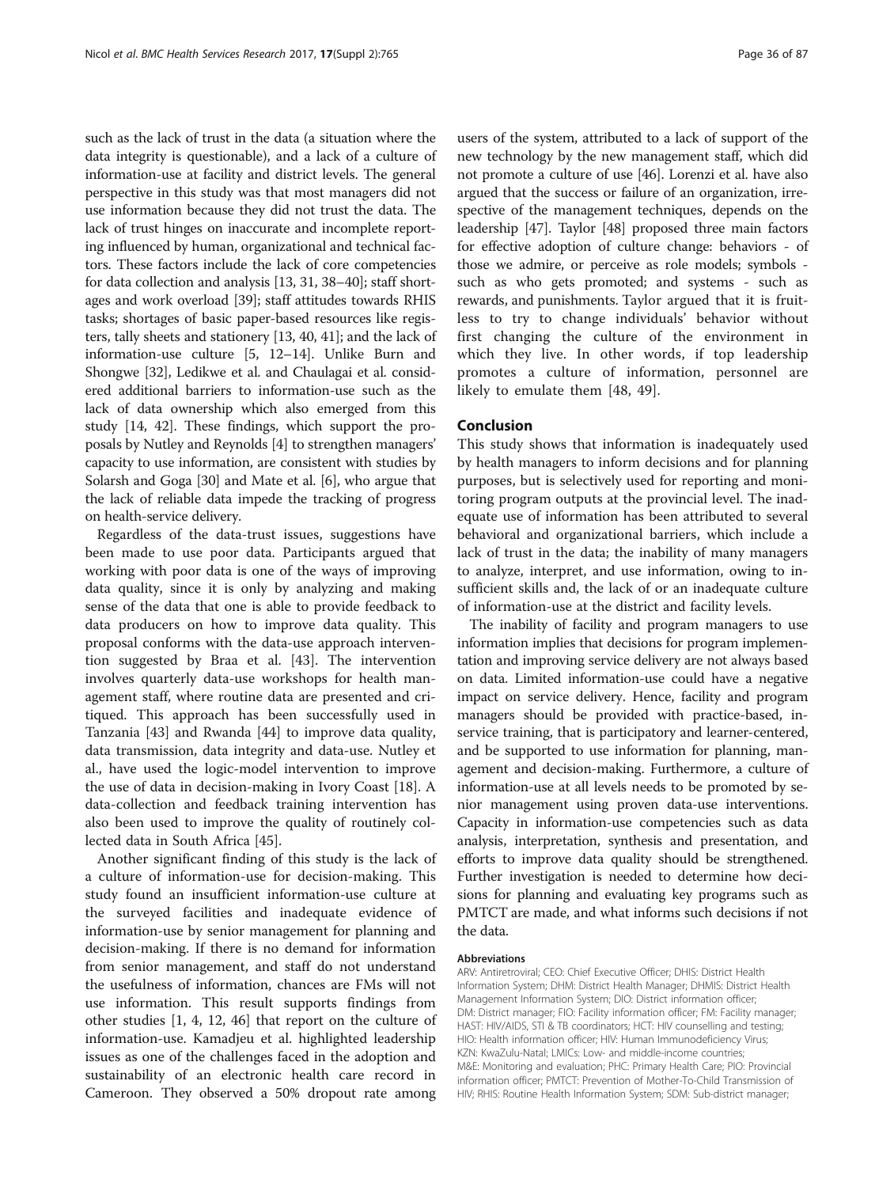such as the lack of trust in the data (a situation where the data integrity is questionable), and a lack of a culture of information-use at facility and district levels. The general perspective in this study was that most managers did not use information because they did not trust the data. The lack of trust hinges on inaccurate and incomplete reporting influenced by human, organizational and technical factors. These factors include the lack of core competencies for data collection and analysis [13, 31, 38–40]; staff shortages and work overload [39]; staff attitudes towards RHIS tasks; shortages of basic paper-based resources like registers, tally sheets and stationery [13, 40, 41]; and the lack of information-use culture [5, 12–14]. Unlike Burn and Shongwe [32], Ledikwe et al. and Chaulagai et al. considered additional barriers to information-use such as the lack of data ownership which also emerged from this study [14, 42]. These findings, which support the proposals by Nutley and Reynolds [4] to strengthen managers' capacity to use information, are consistent with studies by Solarsh and Goga [30] and Mate et al. [6], who argue that the lack of reliable data impede the tracking of progress on health-service delivery.

Regardless of the data-trust issues, suggestions have been made to use poor data. Participants argued that working with poor data is one of the ways of improving data quality, since it is only by analyzing and making sense of the data that one is able to provide feedback to data producers on how to improve data quality. This proposal conforms with the data-use approach intervention suggested by Braa et al. [43]. The intervention involves quarterly data-use workshops for health management staff, where routine data are presented and critiqued. This approach has been successfully used in Tanzania [43] and Rwanda [44] to improve data quality, data transmission, data integrity and data-use. Nutley et al., have used the logic-model intervention to improve the use of data in decision-making in Ivory Coast [18]. A data-collection and feedback training intervention has also been used to improve the quality of routinely collected data in South Africa [45].

Another significant finding of this study is the lack of a culture of information-use for decision-making. This study found an insufficient information-use culture at the surveyed facilities and inadequate evidence of information-use by senior management for planning and decision-making. If there is no demand for information from senior management, and staff do not understand the usefulness of information, chances are FMs will not use information. This result supports findings from other studies [1, 4, 12, 46] that report on the culture of information-use. Kamadjeu et al. highlighted leadership issues as one of the challenges faced in the adoption and sustainability of an electronic health care record in Cameroon. They observed a 50% dropout rate among users of the system, attributed to a lack of support of the new technology by the new management staff, which did not promote a culture of use [46]. Lorenzi et al. have also argued that the success or failure of an organization, irrespective of the management techniques, depends on the leadership [47]. Taylor [48] proposed three main factors for effective adoption of culture change: behaviors - of those we admire, or perceive as role models; symbols - such as who gets promoted; and systems - such as rewards, and punishments. Taylor argued that it is fruitless to try to change individuals' behavior without first changing the culture of the environment in which they live. In other words, if top leadership promotes a culture of information, personnel are likely to emulate them [48, 49].

## Conclusion

This study shows that information is inadequately used by health managers to inform decisions and for planning purposes, but is selectively used for reporting and monitoring program outputs at the provincial level. The inadequate use of information has been attributed to several behavioral and organizational barriers, which include a lack of trust in the data; the inability of many managers to analyze, interpret, and use information, owing to insufficient skills and, the lack of or an inadequate culture of information-use at the district and facility levels.

The inability of facility and program managers to use information implies that decisions for program implementation and improving service delivery are not always based on data. Limited information-use could have a negative impact on service delivery. Hence, facility and program managers should be provided with practice-based, in-service training, that is participatory and learner-centered, and be supported to use information for planning, management and decision-making. Furthermore, a culture of information-use at all levels needs to be promoted by senior management using proven data-use interventions. Capacity in information-use competencies such as data analysis, interpretation, synthesis and presentation, and efforts to improve data quality should be strengthened. Further investigation is needed to determine how decisions for planning and evaluating key programs such as PMTCT are made, and what informs such decisions if not the data.

#### Abbreviations

ARV: Antiretroviral; CEO: Chief Executive Officer; DHIS: District Health Information System; DHM: District Health Manager; DHMIS: District Health Management Information System; DIO: District information officer; DM: District manager; FIO: Facility information officer; FM: Facility manager; HAST: HIV/AIDS, STI & TB coordinators; HCT: HIV counselling and testing; HIO: Health information officer; HIV: Human Immunodeficiency Virus; KZN: KwaZulu-Natal; LMICs: Low- and middle-income countries; M&E: Monitoring and evaluation; PHC: Primary Health Care; PIO: Provincial information officer; PMTCT: Prevention of Mother-To-Child Transmission of HIV; RHIS: Routine Health Information System; SDM: Sub-district manager;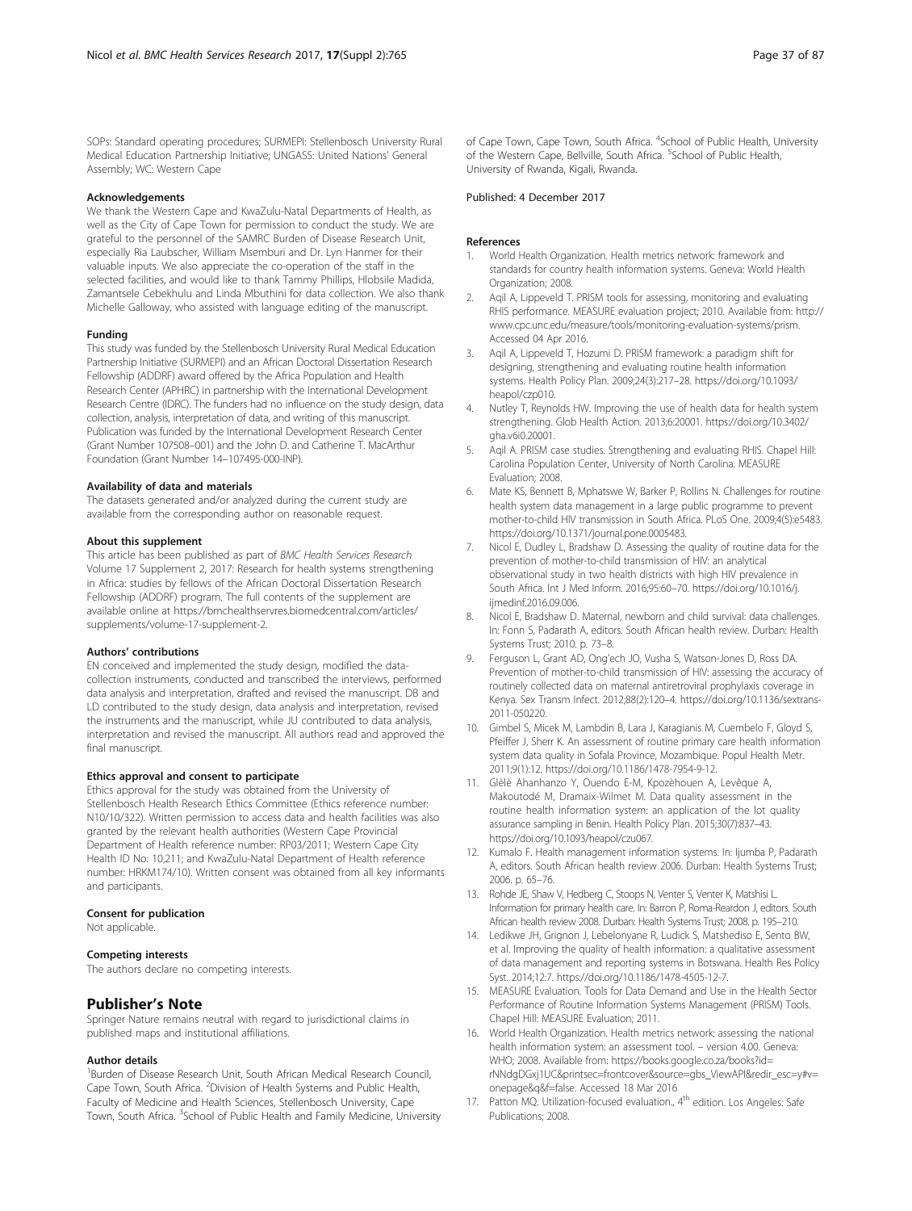SOPs: Standard operating procedures; SURMEPI: Stellenbosch University Rural Medical Education Partnership Initiative; UNGASS: United Nations' General Assembly; WC: Western Cape

#### Acknowledgements

We thank the Western Cape and KwaZulu-Natal Departments of Health, as well as the City of Cape Town for permission to conduct the study. We are grateful to the personnel of the SAMRC Burden of Disease Research Unit, especially Ria Laubscher, William Msemburi and Dr. Lyn Hanmer for their valuable inputs. We also appreciate the co-operation of the staff in the selected facilities, and would like to thank Tammy Phillips, Hlobsile Madida, Zamantsele Cebekhulu and Linda Mbuthini for data collection. We also thank Michelle Galloway, who assisted with language editing of the manuscript.

#### Funding

This study was funded by the Stellenbosch University Rural Medical Education Partnership Initiative (SURMEPI) and an African Doctoral Dissertation Research Fellowship (ADDRF) award offered by the Africa Population and Health Research Center (APHRC) in partnership with the International Development Research Centre (IDRC). The funders had no influence on the study design, data collection, analysis, interpretation of data, and writing of this manuscript. Publication was funded by the International Development Research Center (Grant Number 107508–001) and the John D. and Catherine T. MacArthur Foundation (Grant Number 14–107495-000-INP).

#### Availability of data and materials

The datasets generated and/or analyzed during the current study are available from the corresponding author on reasonable request.

#### About this supplement

This article has been published as part of *BMC Health Services Research* Volume 17 Supplement 2, 2017: Research for health systems strengthening in Africa: studies by fellows of the African Doctoral Dissertation Research Fellowship (ADDRF) program. The full contents of the supplement are available online at https://bmchealthservres.biomedcentral.com/articles/supplements/volume-17-supplement-2.

#### Authors' contributions

EN conceived and implemented the study design, modified the data-collection instruments, conducted and transcribed the interviews, performed data analysis and interpretation, drafted and revised the manuscript. DB and LD contributed to the study design, data analysis and interpretation, revised the instruments and the manuscript, while JU contributed to data analysis, interpretation and revised the manuscript. All authors read and approved the final manuscript.

#### Ethics approval and consent to participate

Ethics approval for the study was obtained from the University of Stellenbosch Health Research Ethics Committee (Ethics reference number: N10/10/322). Written permission to access data and health facilities was also granted by the relevant health authorities (Western Cape Provincial Department of Health reference number: RP03/2011; Western Cape City Health ID No: 10,211; and KwaZulu-Natal Department of Health reference number: HRKM174/10). Written consent was obtained from all key informants and participants.

#### Consent for publication

Not applicable.

#### Competing interests

The authors declare no competing interests.

## Publisher's Note

Springer Nature remains neutral with regard to jurisdictional claims in published maps and institutional affiliations.

#### Author details

[1]Burden of Disease Research Unit, South African Medical Research Council, Cape Town, South Africa. [2]Division of Health Systems and Public Health, Faculty of Medicine and Health Sciences, Stellenbosch University, Cape Town, South Africa. [3]School of Public Health and Family Medicine, University of Cape Town, Cape Town, South Africa. [4]School of Public Health, University of the Western Cape, Bellville, South Africa. [5]School of Public Health, University of Rwanda, Kigali, Rwanda.

Published: 4 December 2017

#### References

1. World Health Organization. Health metrics network: framework and standards for country health information systems. Geneva: World Health Organization; 2008.
2. Aqil A, Lippeveld T. PRISM tools for assessing, monitoring and evaluating RHIS performance. MEASURE evaluation project; 2010. Available from: http://www.cpc.unc.edu/measure/tools/monitoring-evaluation-systems/prism. Accessed 04 Apr 2016.
3. Aqil A, Lippeveld T, Hozumi D. PRISM framework: a paradigm shift for designing, strengthening and evaluating routine health information systems. Health Policy Plan. 2009;24(3):217–28. https://doi.org/10.1093/heapol/czp010.
4. Nutley T, Reynolds HW. Improving the use of health data for health system strengthening. Glob Health Action. 2013;6:20001. https://doi.org/10.3402/gha.v6i0.20001.
5. Aqil A. PRISM case studies. Strengthening and evaluating RHIS. Chapel Hill: Carolina Population Center, University of North Carolina. MEASURE Evaluation; 2008.
6. Mate KS, Bennett B, Mphatswe W, Barker P, Rollins N. Challenges for routine health system data management in a large public programme to prevent mother-to-child HIV transmission in South Africa. PLoS One. 2009;4(5):e5483. https://doi.org/10.1371/journal.pone.0005483.
7. Nicol E, Dudley L, Bradshaw D. Assessing the quality of routine data for the prevention of mother-to-child transmission of HIV: an analytical observational study in two health districts with high HIV prevalence in South Africa. Int J Med Inform. 2016;95:60–70. https://doi.org/10.1016/j.ijmedinf.2016.09.006.
8. Nicol E, Bradshaw D. Maternal, newborn and child survival: data challenges. In: Fonn S, Padarath A, editors. South African health review. Durban: Health Systems Trust; 2010. p. 73–8.
9. Ferguson L, Grant AD, Ong'ech JO, Vusha S, Watson-Jones D, Ross DA. Prevention of mother-to-child transmission of HIV: assessing the accuracy of routinely collected data on maternal antiretroviral prophylaxis coverage in Kenya. Sex Transm Infect. 2012;88(2):120–4. https://doi.org/10.1136/sextrans-2011-050220.
10. Gimbel S, Micek M, Lambdin B, Lara J, Karagianis M, Cuembelo F, Gloyd S, Pfeiffer J, Sherr K. An assessment of routine primary care health information system data quality in Sofala Province, Mozambique. Popul Health Metr. 2011;9(1):12. https://doi.org/10.1186/1478-7954-9-12.
11. Glèlè Ahanhanzo Y, Ouendo E-M, Kpozèhouen A, Levêque A, Makoutodé M, Dramaix-Wilmet M. Data quality assessment in the routine health information system: an application of the lot quality assurance sampling in Benin. Health Policy Plan. 2015;30(7):837–43. https://doi.org/10.1093/heapol/czu067.
12. Kumalo F. Health management information systems. In: Ijumba P, Padarath A, editors. South African health review 2006. Durban: Health Systems Trust; 2006. p. 65–76.
13. Rohde JE, Shaw V, Hedberg C, Stoops N, Venter S, Venter K, Matshisi L. Information for primary health care. In: Barron P, Roma-Reardon J, editors. South African health review 2008. Durban: Health Systems Trust; 2008. p. 195–210.
14. Ledikwe JH, Grignon J, Lebelonyane R, Ludick S, Matshediso E, Sento BW, et al. Improving the quality of health information: a qualitative assessment of data management and reporting systems in Botswana. Health Res Policy Syst. 2014;12:7. https://doi.org/10.1186/1478-4505-12-7.
15. MEASURE Evaluation. Tools for Data Demand and Use in the Health Sector Performance of Routine Information Systems Management (PRISM) Tools. Chapel Hill: MEASURE Evaluation; 2011.
16. World Health Organization. Health metrics network: assessing the national health information system: an assessment tool. – version 4.00. Geneva: WHO; 2008. Available from: https://books.google.co.za/books?id=rNNdgDGxj1UC&printsec=frontcover&source=gbs_ViewAPI&redir_esc=y#v=onepage&q&f=false. Accessed 18 Mar 2016
17. Patton MQ. Utilization-focused evaluation., 4th edition. Los Angeles: Safe Publications; 2008.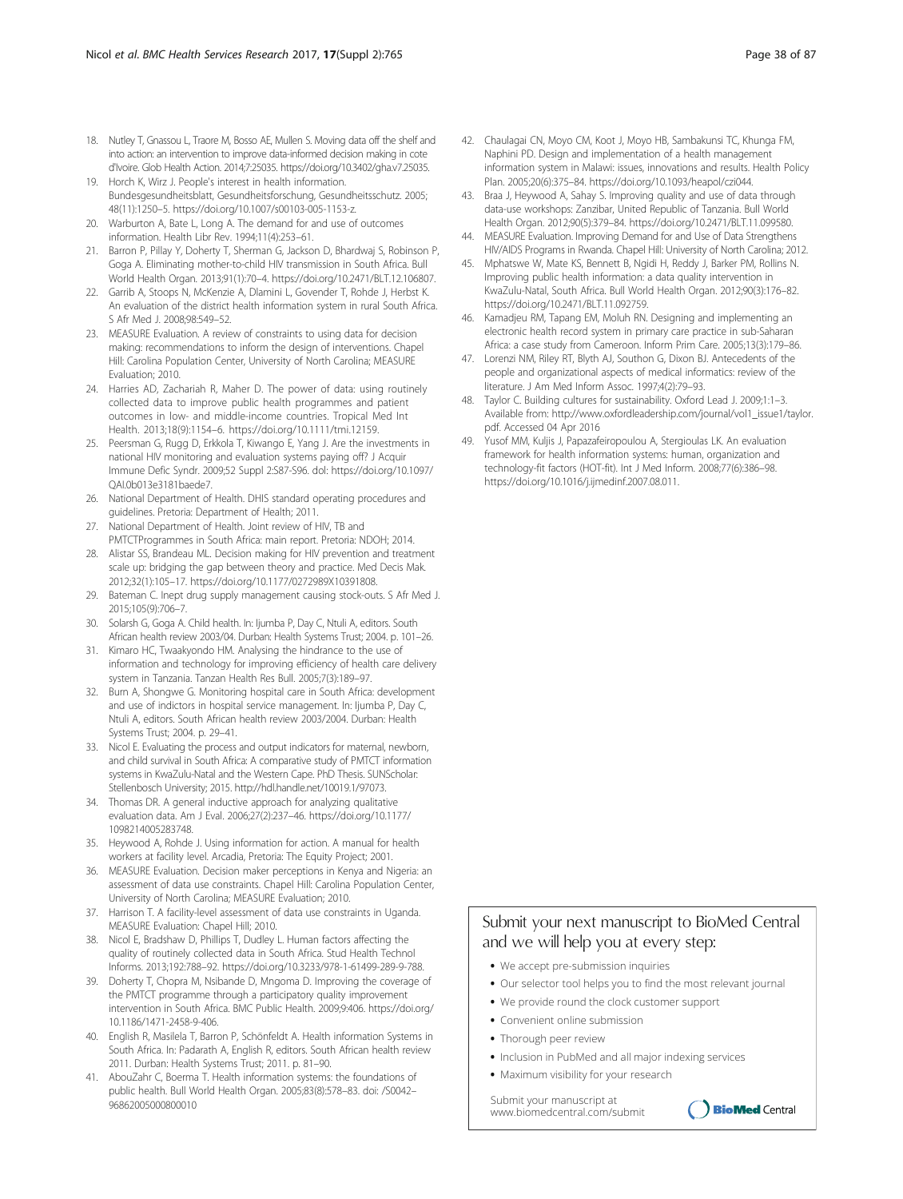18. Nutley T, Gnassou L, Traore M, Bosso AE, Mullen S. Moving data off the shelf and into action: an intervention to improve data-informed decision making in cote d'Ivoire. Glob Health Action. 2014;7:25035. https://doi.org/10.3402/gha.v7.25035.
19. Horch K, Wirz J. People's interest in health information. Bundesgesundheitsblatt, Gesundheitsforschung, Gesundheitsschutz. 2005; 48(11):1250–5. https://doi.org/10.1007/s00103-005-1153-z.
20. Warburton A, Bate L, Long A. The demand for and use of outcomes information. Health Libr Rev. 1994;11(4):253–61.
21. Barron P, Pillay Y, Doherty T, Sherman G, Jackson D, Bhardwaj S, Robinson P, Goga A. Eliminating mother-to-child HIV transmission in South Africa. Bull World Health Organ. 2013;91(1):70–4. https://doi.org/10.2471/BLT.12.106807.
22. Garrib A, Stoops N, McKenzie A, Dlamini L, Govender T, Rohde J, Herbst K. An evaluation of the district health information system in rural South Africa. S Afr Med J. 2008;98:549–52.
23. MEASURE Evaluation. A review of constraints to using data for decision making: recommendations to inform the design of interventions. Chapel Hill: Carolina Population Center, University of North Carolina; MEASURE Evaluation; 2010.
24. Harries AD, Zachariah R, Maher D. The power of data: using routinely collected data to improve public health programmes and patient outcomes in low- and middle-income countries. Tropical Med Int Health. 2013;18(9):1154–6. https://doi.org/10.1111/tmi.12159.
25. Peersman G, Rugg D, Erkkola T, Kiwango E, Yang J. Are the investments in national HIV monitoring and evaluation systems paying off? J Acquir Immune Defic Syndr. 2009;52 Suppl 2:S87-S96. doi: https://doi.org/10.1097/QAI.0b013e3181baede7.
26. National Department of Health. DHIS standard operating procedures and guidelines. Pretoria: Department of Health; 2011.
27. National Department of Health. Joint review of HIV, TB and PMTCTProgrammes in South Africa: main report. Pretoria: NDOH; 2014.
28. Alistar SS, Brandeau ML. Decision making for HIV prevention and treatment scale up: bridging the gap between theory and practice. Med Decis Mak. 2012;32(1):105–17. https://doi.org/10.1177/0272989X10391808.
29. Bateman C. Inept drug supply management causing stock-outs. S Afr Med J. 2015;105(9):706–7.
30. Solarsh G, Goga A. Child health. In: Ijumba P, Day C, Ntuli A, editors. South African health review 2003/04. Durban: Health Systems Trust; 2004. p. 101–26.
31. Kimaro HC, Twaakyondo HM. Analysing the hindrance to the use of information and technology for improving efficiency of health care delivery system in Tanzania. Tanzan Health Res Bull. 2005;7(3):189–97.
32. Burn A, Shongwe G. Monitoring hospital care in South Africa: development and use of indictors in hospital service management. In: Ijumba P, Day C, Ntuli A, editors. South African health review 2003/2004. Durban: Health Systems Trust; 2004. p. 29–41.
33. Nicol E. Evaluating the process and output indicators for maternal, newborn, and child survival in South Africa: A comparative study of PMTCT information systems in KwaZulu-Natal and the Western Cape. PhD Thesis. SUNScholar: Stellenbosch University; 2015. http://hdl.handle.net/10019.1/97073.
34. Thomas DR. A general inductive approach for analyzing qualitative evaluation data. Am J Eval. 2006;27(2):237–46. https://doi.org/10.1177/1098214005283748.
35. Heywood A, Rohde J. Using information for action. A manual for health workers at facility level. Arcadia, Pretoria: The Equity Project; 2001.
36. MEASURE Evaluation. Decision maker perceptions in Kenya and Nigeria: an assessment of data use constraints. Chapel Hill: Carolina Population Center, University of North Carolina; MEASURE Evaluation; 2010.
37. Harrison T. A facility-level assessment of data use constraints in Uganda. MEASURE Evaluation: Chapel Hill; 2010.
38. Nicol E, Bradshaw D, Phillips T, Dudley L. Human factors affecting the quality of routinely collected data in South Africa. Stud Health Technol Inform. 2013;192:788–92. https://doi.org/10.3233/978-1-61499-289-9-788.
39. Doherty T, Chopra M, Nsibande D, Mngoma D. Improving the coverage of the PMTCT programme through a participatory quality improvement intervention in South Africa. BMC Public Health. 2009;9:406. https://doi.org/10.1186/1471-2458-9-406.
40. English R, Masilela T, Barron P, Schönfeldt A. Health information Systems in South Africa. In: Padarath A, English R, editors. South African health review 2011. Durban: Health Systems Trust; 2011. p. 81–90.
41. AbouZahr C, Boerma T. Health information systems: the foundations of public health. Bull World Health Organ. 2005;83(8):578–83. doi: /S0042–96862005000800010
42. Chaulagai CN, Moyo CM, Koot J, Moyo HB, Sambakunsi TC, Khunga FM, Naphini PD. Design and implementation of a health management information system in Malawi: issues, innovations and results. Health Policy Plan. 2005;20(6):375–84. https://doi.org/10.1093/heapol/czi044.
43. Braa J, Heywood A, Sahay S. Improving quality and use of data through data-use workshops: Zanzibar, United Republic of Tanzania. Bull World Health Organ. 2012;90(5):379–84. https://doi.org/10.2471/BLT.11.099580.
44. MEASURE Evaluation. Improving Demand for and Use of Data Strengthens HIV/AIDS Programs in Rwanda. Chapel Hill: University of North Carolina; 2012.
45. Mphatswe W, Mate KS, Bennett B, Ngidi H, Reddy J, Barker PM, Rollins N. Improving public health information: a data quality intervention in KwaZulu-Natal, South Africa. Bull World Health Organ. 2012;90(3):176–82. https://doi.org/10.2471/BLT.11.092759.
46. Kamadjeu RM, Tapang EM, Moluh RN. Designing and implementing an electronic health record system in primary care practice in sub-Saharan Africa: a case study from Cameroon. Inform Prim Care. 2005;13(3):179–86.
47. Lorenzi NM, Riley RT, Blyth AJ, Southon G, Dixon BJ. Antecedents of the people and organizational aspects of medical informatics: review of the literature. J Am Med Inform Assoc. 1997;4(2):79–93.
48. Taylor C. Building cultures for sustainability. Oxford Lead J. 2009;1:1–3. Available from: http://www.oxfordleadership.com/journal/vol1_issue1/taylor.pdf. Accessed 04 Apr 2016
49. Yusof MM, Kuljis J, Papazafeiropoulou A, Stergioulas LK. An evaluation framework for health information systems: human, organization and technology-fit factors (HOT-fit). Int J Med Inform. 2008;77(6):386–98. https://doi.org/10.1016/j.ijmedinf.2007.08.011.

Submit your next manuscript to BioMed Central and we will help you at every step:

- We accept pre-submission inquiries
- Our selector tool helps you to find the most relevant journal
- We provide round the clock customer support
- Convenient online submission
- Thorough peer review
- Inclusion in PubMed and all major indexing services
- Maximum visibility for your research

Submit your manuscript at
www.biomedcentral.com/submit

BioMed Central